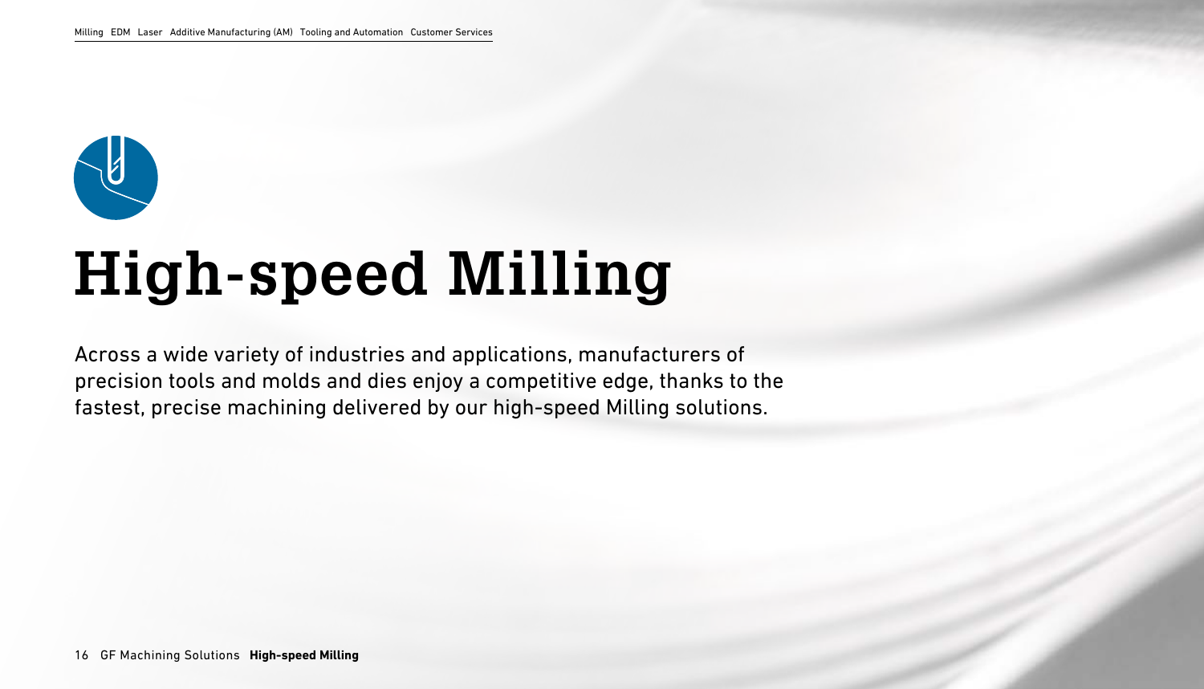# High-speed Milling

Across a wide variety of industries and applications, manufacturers of precision tools and molds and dies enjoy a competitive edge, thanks to the fastest, precise machining delivered by our high-speed Milling solutions.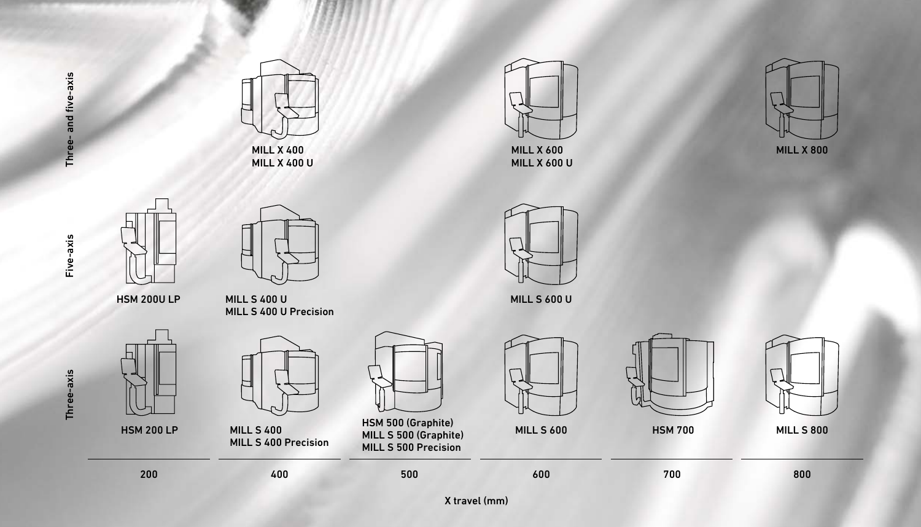| | 200 | 400 | 500 | 600 | 700 | 800 |
|---|---|---|---|---|---|---|
| Three- and five-axis | | MILL X 400<br>MILL X 400 U | | MILL X 600<br>MILL X 600 U | | MILL X 800 |
| Five-axis | HSM 200U LP | MILL S 400 U<br>MILL S 400 U Precision | | MILL S 600 U | | |
| Three-axis | HSM 200 LP | MILL S 400<br>MILL S 400 Precision | HSM 500 (Graphite)<br>MILL S 500 (Graphite)<br>MILL S 500 Precision | MILL S 600 | HSM 700 | MILL S 800 |

X travel (mm)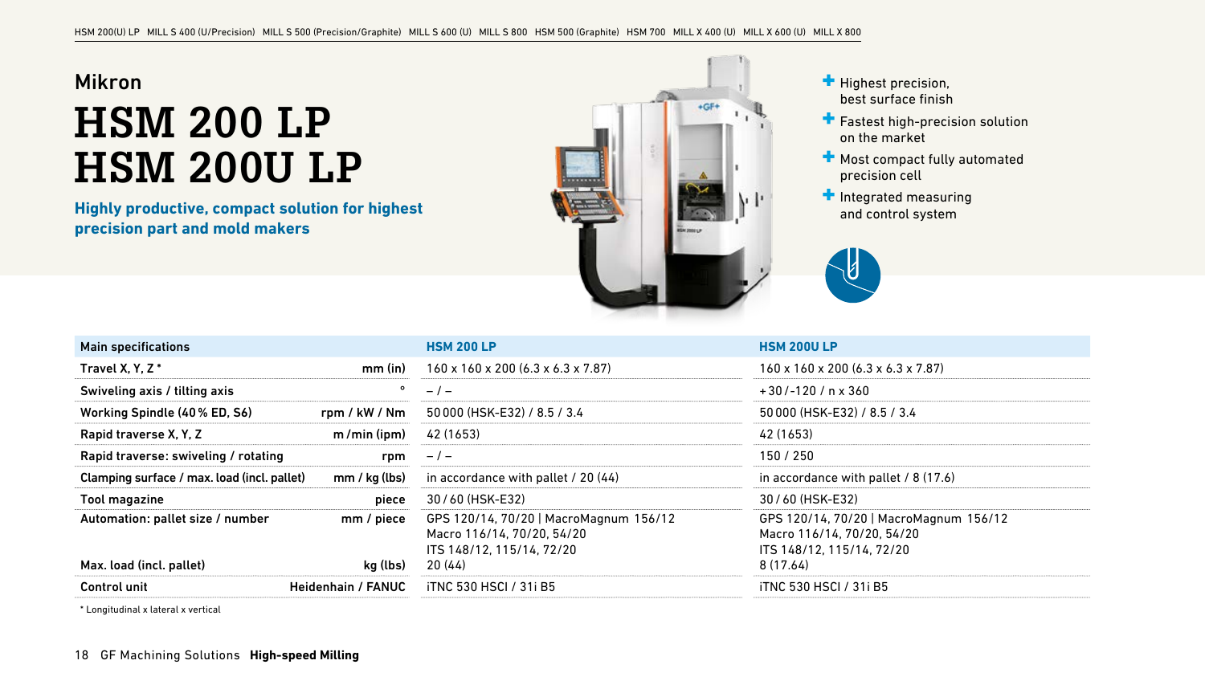Mikron

# HSM 200 LP
# HSM 200U LP

**Highly productive, compact solution for highest precision part and mold makers**

- Highest precision, best surface finish
- Fastest high-precision solution on the market
- Most compact fully automated precision cell
- Integrated measuring and control system

| Main specifications | | HSM 200 LP | HSM 200U LP |
|---|---|---|---|
| Travel X, Y, Z * | mm (in) | 160 x 160 x 200 (6.3 x 6.3 x 7.87) | 160 x 160 x 200 (6.3 x 6.3 x 7.87) |
| Swiveling axis / tilting axis | ° | – / – | +30 / -120 / n x 360 |
| Working Spindle (40 % ED, S6) | rpm / kW / Nm | 50 000 (HSK-E32) / 8.5 / 3.4 | 50 000 (HSK-E32) / 8.5 / 3.4 |
| Rapid traverse X, Y, Z | m /min (ipm) | 42 (1653) | 42 (1653) |
| Rapid traverse: swiveling / rotating | rpm | – / – | 150 / 250 |
| Clamping surface / max. load (incl. pallet) | mm / kg (lbs) | in accordance with pallet / 20 (44) | in accordance with pallet / 8 (17.6) |
| Tool magazine | piece | 30 / 60 (HSK-E32) | 30 / 60 (HSK-E32) |
| Automation: pallet size / number | mm / piece | GPS 120/14, 70/20 \| MacroMagnum 156/12 Macro 116/14, 70/20, 54/20 ITS 148/12, 115/14, 72/20 | GPS 120/14, 70/20 \| MacroMagnum 156/12 Macro 116/14, 70/20, 54/20 ITS 148/12, 115/14, 72/20 |
| Max. load (incl. pallet) | kg (lbs) | 20 (44) | 8 (17.64) |
| Control unit | Heidenhain / FANUC | iTNC 530 HSCI / 31i B5 | iTNC 530 HSCI / 31i B5 |

\* Longitudinal x lateral x vertical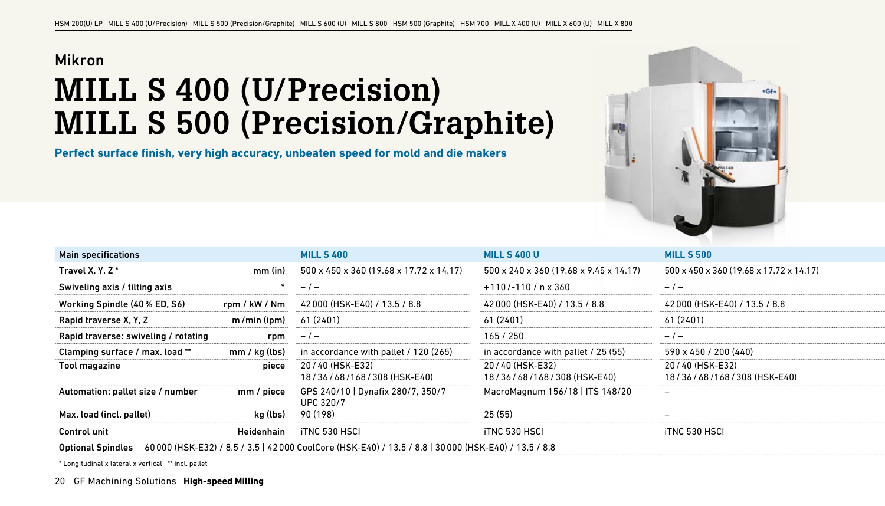Mikron

# MILL S 400 (U/Precision) MILL S 500 (Precision/Graphite)

**Perfect surface finish, very high accuracy, unbeaten speed for mold and die makers**

| Main specifications | | MILL S 400 | MILL S 400 U | MILL S 500 |
|---|---|---|---|---|
| Travel X, Y, Z * | mm (in) | 500 x 450 x 360 (19.68 x 17.72 x 14.17) | 500 x 240 x 360 (19.68 x 9.45 x 14.17) | 500 x 450 x 360 (19.68 x 17.72 x 14.17) |
| Swiveling axis / tilting axis | ° | – / – | +110 / -110 / n x 360 | – / – |
| Working Spindle (40 % ED, S6) | rpm / kW / Nm | 42 000 (HSK-E40) / 13.5 / 8.8 | 42 000 (HSK-E40) / 13.5 / 8.8 | 42 000 (HSK-E40) / 13.5 / 8.8 |
| Rapid traverse X, Y, Z | m /min (ipm) | 61 (2401) | 61 (2401) | 61 (2401) |
| Rapid traverse: swiveling / rotating | rpm | – / – | 165 / 250 | – / – |
| Clamping surface / max. load ** | mm / kg (lbs) | in accordance with pallet / 120 (265) | in accordance with pallet / 25 (55) | 590 x 450 / 200 (440) |
| Tool magazine | piece | 20 / 40 (HSK-E32) 18 / 36 / 68 / 168 / 308 (HSK-E40) | 20 / 40 (HSK-E32) 18 / 36 / 68 / 168 / 308 (HSK-E40) | 20 / 40 (HSK-E32) 18 / 36 / 68 / 168 / 308 (HSK-E40) |
| Automation: pallet size / number | mm / piece | GPS 240/10 \| Dynafix 280/7, 350/7 UPC 320/7 | MacroMagnum 156/18 \| ITS 148/20 | – |
| Max. load (incl. pallet) | kg (lbs) | 90 (198) | 25 (55) | – |
| Control unit | Heidenhain | iTNC 530 HSCI | iTNC 530 HSCI | iTNC 530 HSCI |

**Optional Spindles** 60 000 (HSK-E32) / 8.5 / 3.5 | 42 000 CoolCore (HSK-E40) / 13.5 / 8.8 | 30 000 (HSK-E40) / 13.5 / 8.8

* Longitudinal x lateral x vertical ** incl. pallet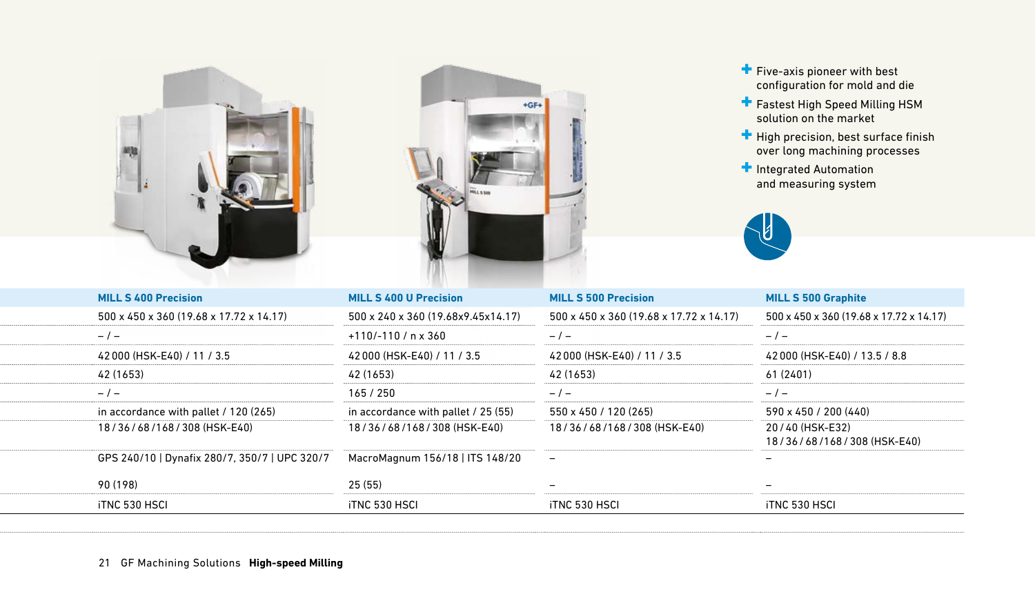- Five-axis pioneer with best configuration for mold and die
- Fastest High Speed Milling HSM solution on the market
- High precision, best surface finish over long machining processes
- Integrated Automation and measuring system

| MILL S 400 Precision | MILL S 400 U Precision | MILL S 500 Precision | MILL S 500 Graphite |
|---|---|---|---|
| 500 x 450 x 360 (19.68 x 17.72 x 14.17) | 500 x 240 x 360 (19.68x9.45x14.17) | 500 x 450 x 360 (19.68 x 17.72 x 14.17) | 500 x 450 x 360 (19.68 x 17.72 x 14.17) |
| – / – | +110/-110 / n x 360 | – / – | – / – |
| 42 000 (HSK-E40) / 11 / 3.5 | 42 000 (HSK-E40) / 11 / 3.5 | 42 000 (HSK-E40) / 11 / 3.5 | 42 000 (HSK-E40) / 13.5 / 8.8 |
| 42 (1653) | 42 (1653) | 42 (1653) | 61 (2401) |
| – / – | 165 / 250 | – / – | – / – |
| in accordance with pallet / 120 (265) | in accordance with pallet / 25 (55) | 550 x 450 / 120 (265) | 590 x 450 / 200 (440) |
| 18 / 36 / 68 /168 / 308 (HSK-E40) | 18 / 36 / 68 /168 / 308 (HSK-E40) | 18 / 36 / 68 /168 / 308 (HSK-E40) | 20 / 40 (HSK-E32) 18 / 36 / 68 /168 / 308 (HSK-E40) |
| GPS 240/10 \| Dynafix 280/7, 350/7 \| UPC 320/7 | MacroMagnum 156/18 \| ITS 148/20 | – | – |
| 90 (198) | 25 (55) | – | – |
| iTNC 530 HSCI | iTNC 530 HSCI | iTNC 530 HSCI | iTNC 530 HSCI |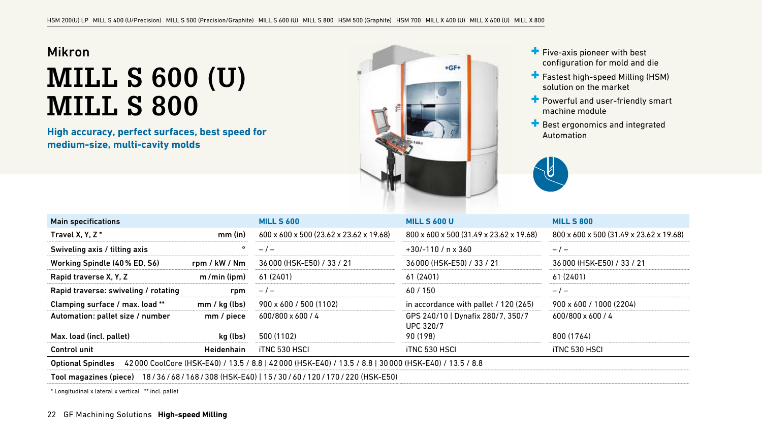Mikron

# MILL S 600 (U) MILL S 800

**High accuracy, perfect surfaces, best speed for medium-size, multi-cavity molds**

- Five-axis pioneer with best configuration for mold and die
- Fastest high-speed Milling (HSM) solution on the market
- Powerful and user-friendly smart machine module
- Best ergonomics and integrated Automation

| Main specifications | | MILL S 600 | MILL S 600 U | MILL S 800 |
|---|---|---|---|---|
| Travel X, Y, Z * | mm (in) | 600 x 600 x 500 (23.62 x 23.62 x 19.68) | 800 x 600 x 500 (31.49 x 23.62 x 19.68) | 800 x 600 x 500 (31.49 x 23.62 x 19.68) |
| Swiveling axis / tilting axis | ° | – / – | +30/-110 / n x 360 | – / – |
| Working Spindle (40 % ED, S6) | rpm / kW / Nm | 36 000 (HSK-E50) / 33 / 21 | 36 000 (HSK-E50) / 33 / 21 | 36 000 (HSK-E50) / 33 / 21 |
| Rapid traverse X, Y, Z | m /min (ipm) | 61 (2401) | 61 (2401) | 61 (2401) |
| Rapid traverse: swiveling / rotating | rpm | – / – | 60 / 150 | – / – |
| Clamping surface / max. load ** | mm / kg (lbs) | 900 x 600 / 500 (1102) | in accordance with pallet / 120 (265) | 900 x 600 / 1000 (2204) |
| Automation: pallet size / number | mm / piece | 600/800 x 600 / 4 | GPS 240/10 \| Dynafix 280/7, 350/7 UPC 320/7 | 600/800 x 600 / 4 |
| Max. load (incl. pallet) | kg (lbs) | 500 (1102) | 90 (198) | 800 (1764) |
| Control unit | Heidenhain | iTNC 530 HSCI | iTNC 530 HSCI | iTNC 530 HSCI |

**Optional Spindles** 42 000 CoolCore (HSK-E40) / 13.5 / 8.8 | 42 000 (HSK-E40) / 13.5 / 8.8 | 30 000 (HSK-E40) / 13.5 / 8.8

**Tool magazines (piece)** 18 / 36 / 68 / 168 / 308 (HSK-E40) | 15 / 30 / 60 / 120 / 170 / 220 (HSK-E50)

* Longitudinal x lateral x vertical ** incl. pallet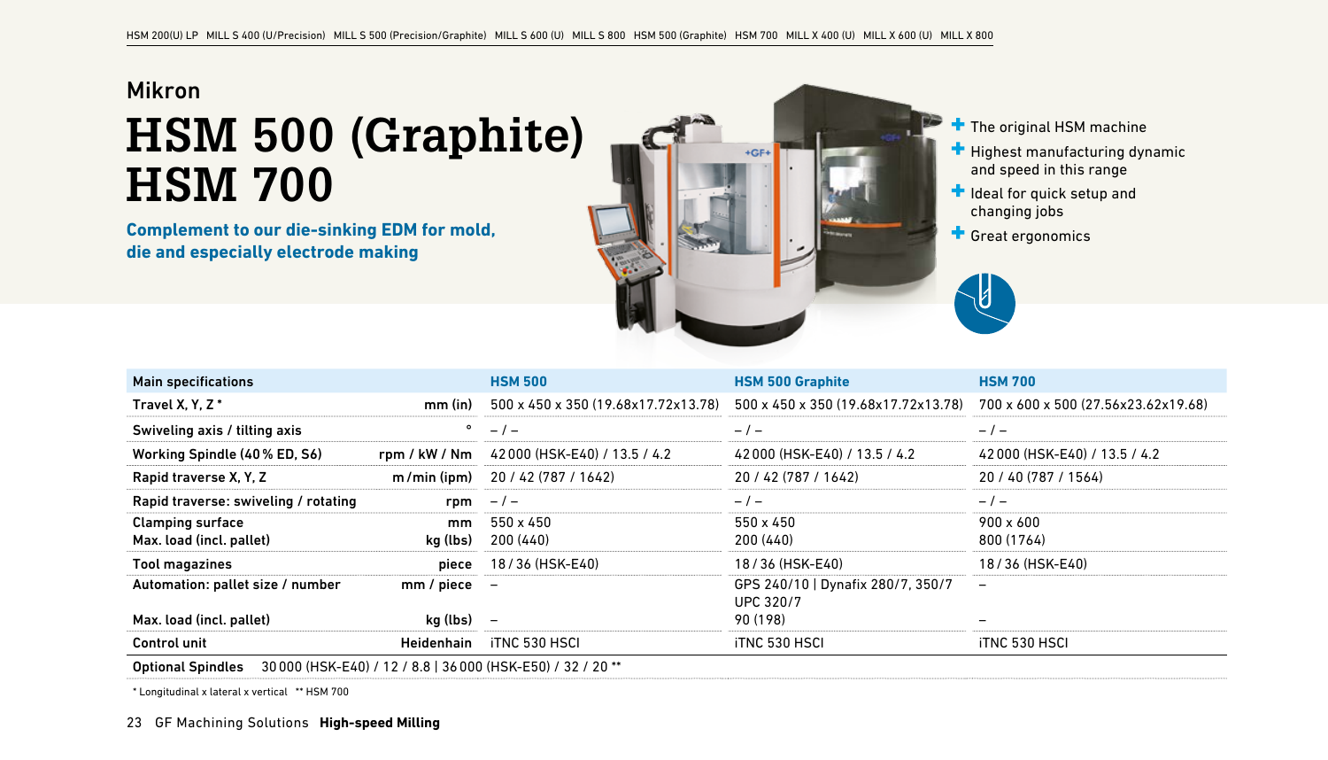Mikron

# HSM 500 (Graphite)
# HSM 700

**Complement to our die-sinking EDM for mold, die and especially electrode making**

- The original HSM machine
- Highest manufacturing dynamic and speed in this range
- Ideal for quick setup and changing jobs
- Great ergonomics

| Main specifications | | HSM 500 | HSM 500 Graphite | HSM 700 |
|---|---|---|---|---|
| Travel X, Y, Z * | mm (in) | 500 x 450 x 350 (19.68x17.72x13.78) | 500 x 450 x 350 (19.68x17.72x13.78) | 700 x 600 x 500 (27.56x23.62x19.68) |
| Swiveling axis / tilting axis | ° | – / – | – / – | – / – |
| Working Spindle (40 % ED, S6) | rpm / kW / Nm | 42 000 (HSK-E40) / 13.5 / 4.2 | 42 000 (HSK-E40) / 13.5 / 4.2 | 42 000 (HSK-E40) / 13.5 / 4.2 |
| Rapid traverse X, Y, Z | m/min (ipm) | 20 / 42 (787 / 1642) | 20 / 42 (787 / 1642) | 20 / 40 (787 / 1564) |
| Rapid traverse: swiveling / rotating | rpm | – / – | – / – | – / – |
| Clamping surface | mm | 550 x 450 | 550 x 450 | 900 x 600 |
| Max. load (incl. pallet) | kg (lbs) | 200 (440) | 200 (440) | 800 (1764) |
| Tool magazines | piece | 18 / 36 (HSK-E40) | 18 / 36 (HSK-E40) | 18 / 36 (HSK-E40) |
| Automation: pallet size / number | mm / piece | – | GPS 240/10 \| Dynafix 280/7, 350/7 UPC 320/7 | – |
| Max. load (incl. pallet) | kg (lbs) | – | 90 (198) | – |
| Control unit | Heidenhain | iTNC 530 HSCI | iTNC 530 HSCI | iTNC 530 HSCI |
| Optional Spindles | 30 000 (HSK-E40) / 12 / 8.8 \| 36 000 (HSK-E50) / 32 / 20 ** | | | |

* Longitudinal x lateral x vertical ** HSM 700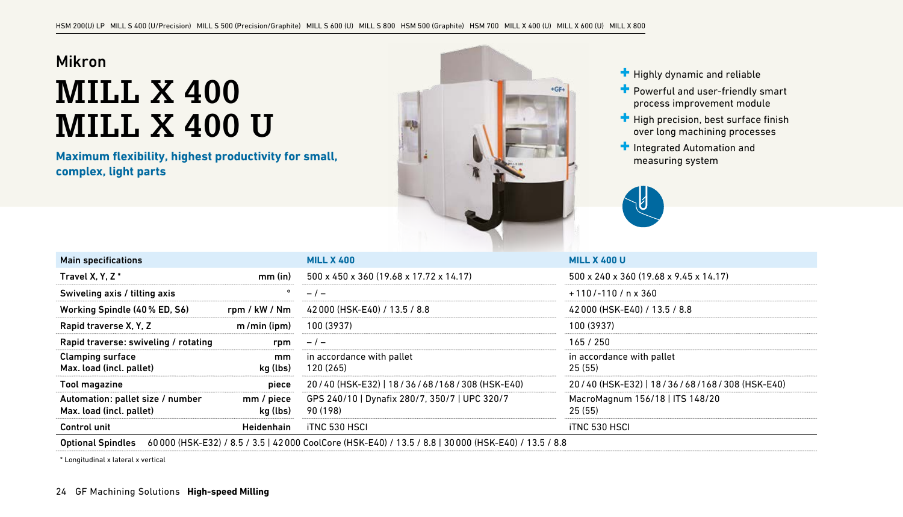Mikron

# MILL X 400
# MILL X 400 U

**Maximum flexibility, highest productivity for small, complex, light parts**

- Highly dynamic and reliable
- Powerful and user-friendly smart process improvement module
- High precision, best surface finish over long machining processes
- Integrated Automation and measuring system

| Main specifications | | MILL X 400 | MILL X 400 U |
|---|---|---|---|
| Travel X, Y, Z * | mm (in) | 500 x 450 x 360 (19.68 x 17.72 x 14.17) | 500 x 240 x 360 (19.68 x 9.45 x 14.17) |
| Swiveling axis / tilting axis | ° | – / – | +110/-110 / n x 360 |
| Working Spindle (40 % ED, S6) | rpm / kW / Nm | 42 000 (HSK-E40) / 13.5 / 8.8 | 42 000 (HSK-E40) / 13.5 / 8.8 |
| Rapid traverse X, Y, Z | m /min (ipm) | 100 (3937) | 100 (3937) |
| Rapid traverse: swiveling / rotating | rpm | – / – | 165 / 250 |
| Clamping surface<br>Max. load (incl. pallet) | mm<br>kg (lbs) | in accordance with pallet<br>120 (265) | in accordance with pallet<br>25 (55) |
| Tool magazine | piece | 20 / 40 (HSK-E32) \| 18 / 36 / 68 / 168 / 308 (HSK-E40) | 20 / 40 (HSK-E32) \| 18 / 36 / 68 / 168 / 308 (HSK-E40) |
| Automation: pallet size / number<br>Max. load (incl. pallet) | mm / piece<br>kg (lbs) | GPS 240/10 \| Dynafix 280/7, 350/7 \| UPC 320/7<br>90 (198) | MacroMagnum 156/18 \| ITS 148/20<br>25 (55) |
| Control unit | Heidenhain | iTNC 530 HSCI | iTNC 530 HSCI |

**Optional Spindles** 60 000 (HSK-E32) / 8.5 / 3.5 | 42 000 CoolCore (HSK-E40) / 13.5 / 8.8 | 30 000 (HSK-E40) / 13.5 / 8.8

* Longitudinal x lateral x vertical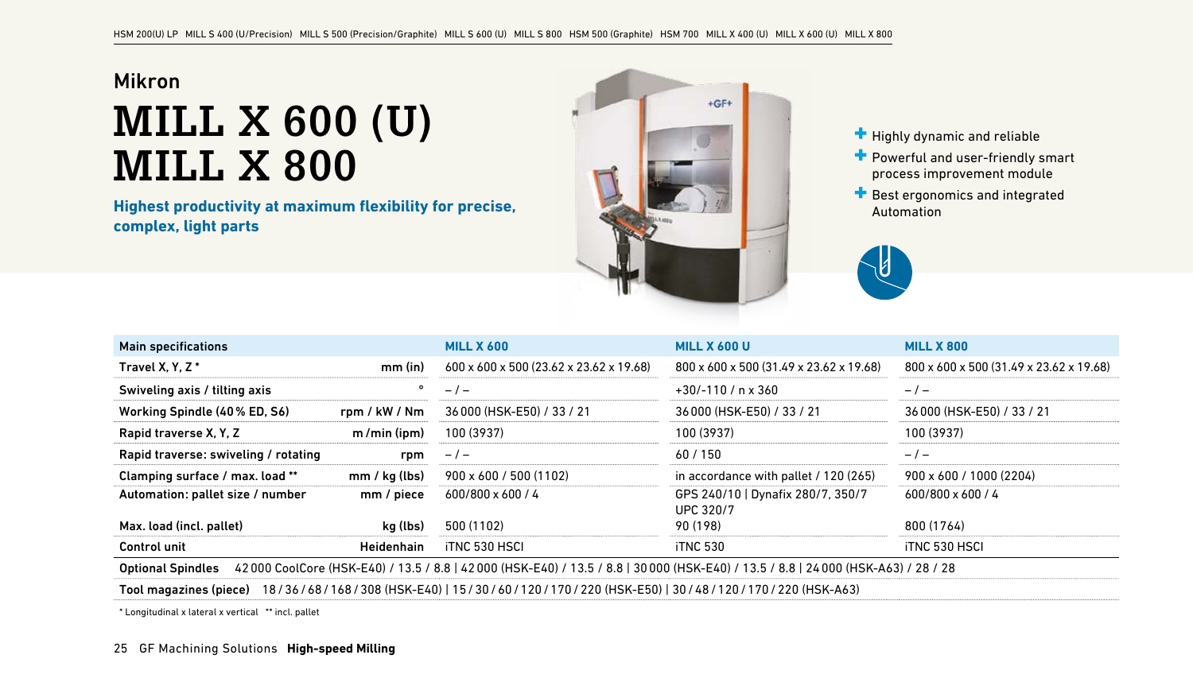Mikron

# MILL X 600 (U)
# MILL X 800

**Highest productivity at maximum flexibility for precise, complex, light parts**

- Highly dynamic and reliable
- Powerful and user-friendly smart process improvement module
- Best ergonomics and integrated Automation

| Main specifications | | MILL X 600 | MILL X 600 U | MILL X 800 |
|---|---|---|---|---|
| Travel X, Y, Z * | mm (in) | 600 x 600 x 500 (23.62 x 23.62 x 19.68) | 800 x 600 x 500 (31.49 x 23.62 x 19.68) | 800 x 600 x 500 (31.49 x 23.62 x 19.68) |
| Swiveling axis / tilting axis | ° | – / – | +30/-110 / n x 360 | – / – |
| Working Spindle (40 % ED, S6) | rpm / kW / Nm | 36 000 (HSK-E50) / 33 / 21 | 36 000 (HSK-E50) / 33 / 21 | 36 000 (HSK-E50) / 33 / 21 |
| Rapid traverse X, Y, Z | m /min (ipm) | 100 (3937) | 100 (3937) | 100 (3937) |
| Rapid traverse: swiveling / rotating | rpm | – / – | 60 / 150 | – / – |
| Clamping surface / max. load ** | mm / kg (lbs) | 900 x 600 / 500 (1102) | in accordance with pallet / 120 (265) | 900 x 600 / 1000 (2204) |
| Automation: pallet size / number | mm / piece | 600/800 x 600 / 4 | GPS 240/10 \| Dynafix 280/7, 350/7 UPC 320/7 | 600/800 x 600 / 4 |
| Max. load (incl. pallet) | kg (lbs) | 500 (1102) | 90 (198) | 800 (1764) |
| Control unit | Heidenhain | iTNC 530 HSCI | iTNC 530 | iTNC 530 HSCI |
| Optional Spindles | 42 000 CoolCore (HSK-E40) / 13.5 / 8.8 \| 42 000 (HSK-E40) / 13.5 / 8.8 \| 30 000 (HSK-E40) / 13.5 / 8.8 \| 24 000 (HSK-A63) / 28 / 28 | | | |
| Tool magazines (piece) | 18 / 36 / 68 / 168 / 308 (HSK-E40) \| 15 / 30 / 60 / 120 / 170 / 220 (HSK-E50) \| 30 / 48 / 120 / 170 / 220 (HSK-A63) | | | |

\* Longitudinal x lateral x vertical  ** incl. pallet